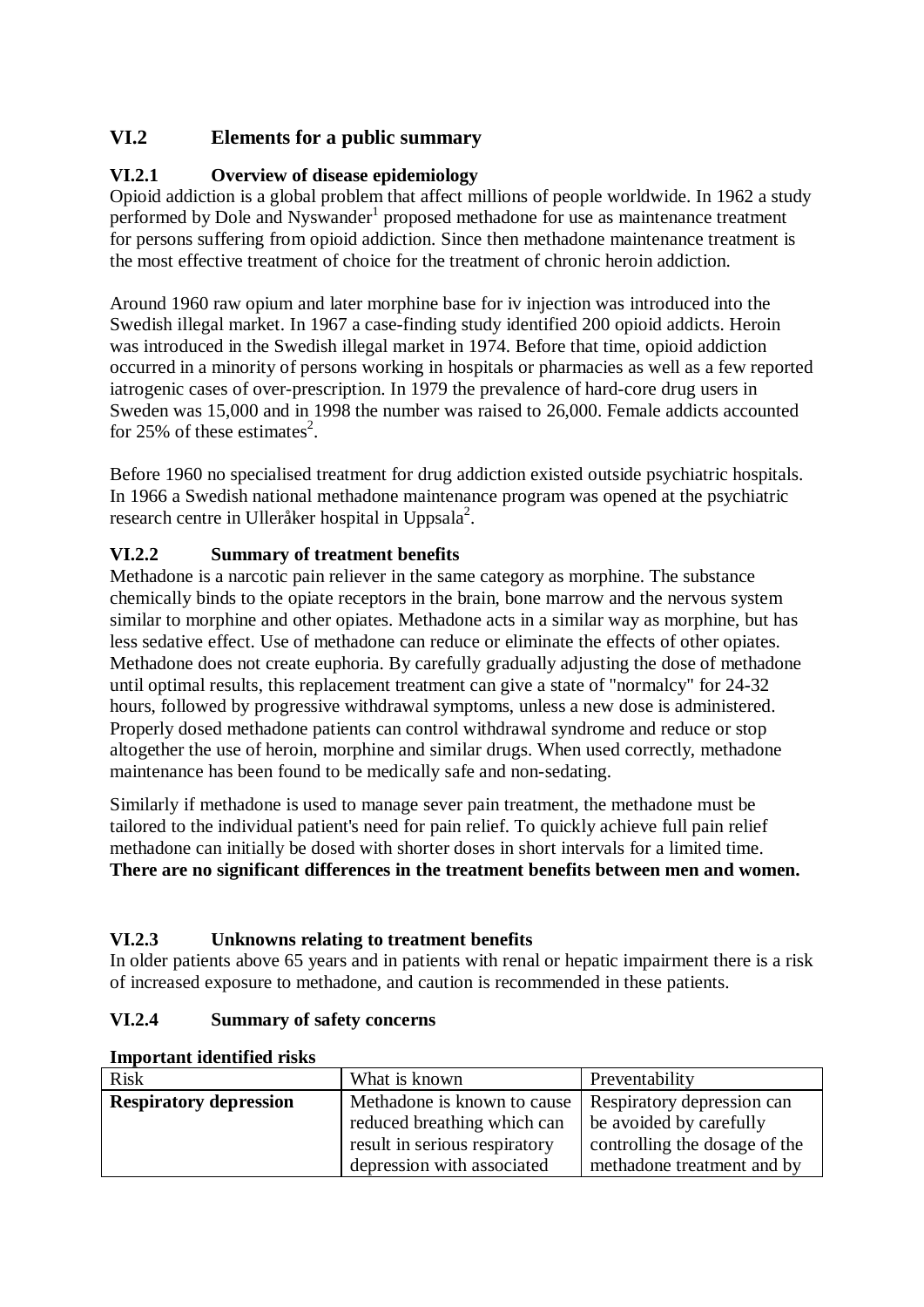## VI.2 Elements for a public summary

### VI.2.1 Overview of disease epidemiology

Opioid addiction is a global problem that affect millions of people worldwide. In 1962 a study performed by Dole and Nyswander[1] proposed methadone for use as maintenance treatment for persons suffering from opioid addiction. Since then methadone maintenance treatment is the most effective treatment of choice for the treatment of chronic heroin addiction.

Around 1960 raw opium and later morphine base for iv injection was introduced into the Swedish illegal market. In 1967 a case-finding study identified 200 opioid addicts. Heroin was introduced in the Swedish illegal market in 1974. Before that time, opioid addiction occurred in a minority of persons working in hospitals or pharmacies as well as a few reported iatrogenic cases of over-prescription. In 1979 the prevalence of hard-core drug users in Sweden was 15,000 and in 1998 the number was raised to 26,000. Female addicts accounted for 25% of these estimates[2].

Before 1960 no specialised treatment for drug addiction existed outside psychiatric hospitals. In 1966 a Swedish national methadone maintenance program was opened at the psychiatric research centre in Ulleråker hospital in Uppsala[2].

### VI.2.2 Summary of treatment benefits

Methadone is a narcotic pain reliever in the same category as morphine. The substance chemically binds to the opiate receptors in the brain, bone marrow and the nervous system similar to morphine and other opiates. Methadone acts in a similar way as morphine, but has less sedative effect. Use of methadone can reduce or eliminate the effects of other opiates. Methadone does not create euphoria. By carefully gradually adjusting the dose of methadone until optimal results, this replacement treatment can give a state of "normalcy" for 24-32 hours, followed by progressive withdrawal symptoms, unless a new dose is administered. Properly dosed methadone patients can control withdrawal syndrome and reduce or stop altogether the use of heroin, morphine and similar drugs. When used correctly, methadone maintenance has been found to be medically safe and non-sedating.

Similarly if methadone is used to manage sever pain treatment, the methadone must be tailored to the individual patient's need for pain relief. To quickly achieve full pain relief methadone can initially be dosed with shorter doses in short intervals for a limited time. **There are no significant differences in the treatment benefits between men and women.**

### VI.2.3 Unknowns relating to treatment benefits

In older patients above 65 years and in patients with renal or hepatic impairment there is a risk of increased exposure to methadone, and caution is recommended in these patients.

### VI.2.4 Summary of safety concerns

**Important identified risks**

| Risk | What is known | Preventability |
|---|---|---|
| **Respiratory depression** | Methadone is known to cause reduced breathing which can result in serious respiratory depression with associated | Respiratory depression can be avoided by carefully controlling the dosage of the methadone treatment and by |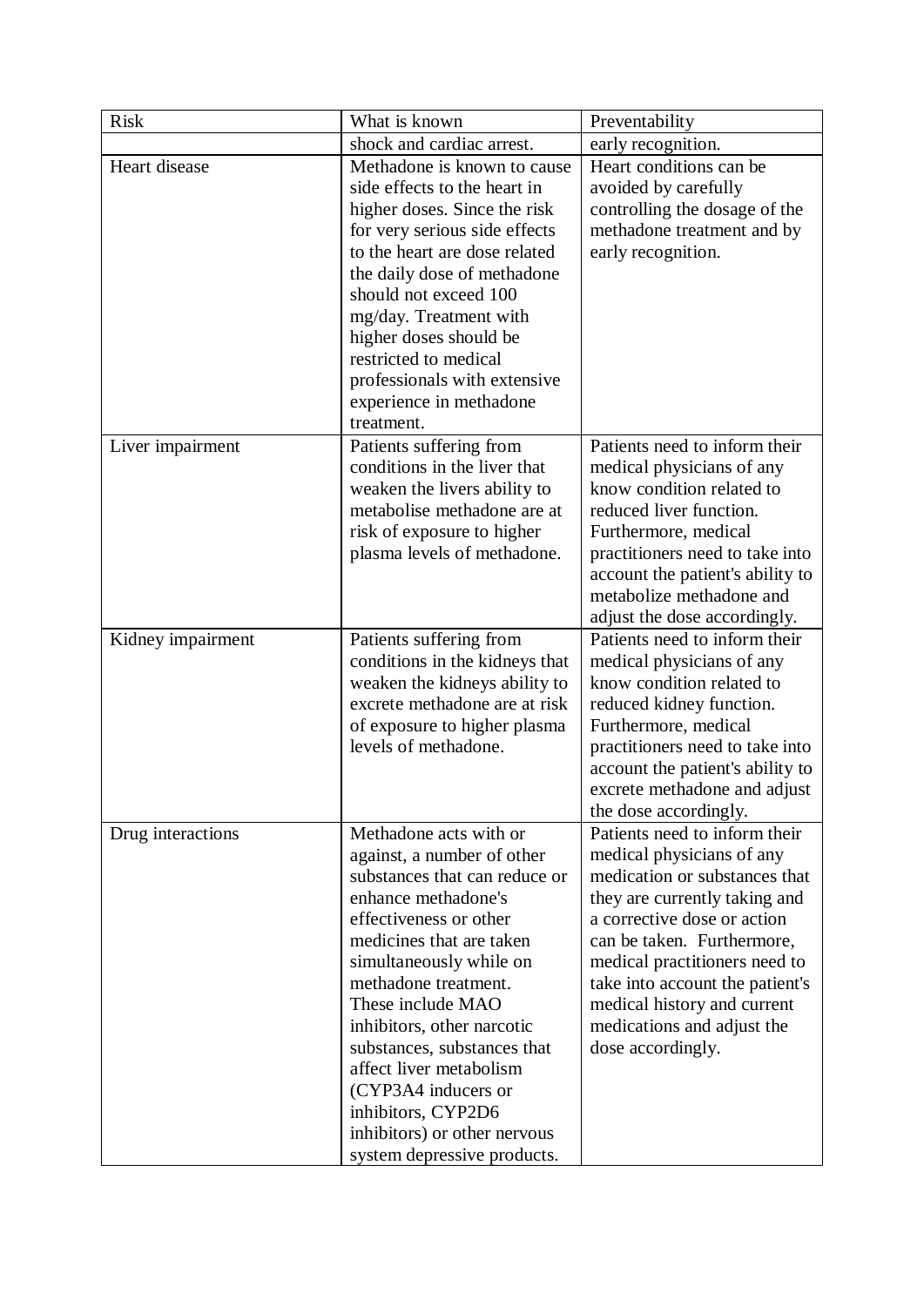| Risk | What is known | Preventability |
|---|---|---|
| | shock and cardiac arrest. | early recognition. |
| Heart disease | Methadone is known to cause side effects to the heart in higher doses. Since the risk for very serious side effects to the heart are dose related the daily dose of methadone should not exceed 100 mg/day. Treatment with higher doses should be restricted to medical professionals with extensive experience in methadone treatment. | Heart conditions can be avoided by carefully controlling the dosage of the methadone treatment and by early recognition. |
| Liver impairment | Patients suffering from conditions in the liver that weaken the livers ability to metabolise methadone are at risk of exposure to higher plasma levels of methadone. | Patients need to inform their medical physicians of any know condition related to reduced liver function. Furthermore, medical practitioners need to take into account the patient's ability to metabolize methadone and adjust the dose accordingly. |
| Kidney impairment | Patients suffering from conditions in the kidneys that weaken the kidneys ability to excrete methadone are at risk of exposure to higher plasma levels of methadone. | Patients need to inform their medical physicians of any know condition related to reduced kidney function. Furthermore, medical practitioners need to take into account the patient's ability to excrete methadone and adjust the dose accordingly. |
| Drug interactions | Methadone acts with or against, a number of other substances that can reduce or enhance methadone's effectiveness or other medicines that are taken simultaneously while on methadone treatment. These include MAO inhibitors, other narcotic substances, substances that affect liver metabolism (CYP3A4 inducers or inhibitors, CYP2D6 inhibitors) or other nervous system depressive products. | Patients need to inform their medical physicians of any medication or substances that they are currently taking and a corrective dose or action can be taken. Furthermore, medical practitioners need to take into account the patient's medical history and current medications and adjust the dose accordingly. |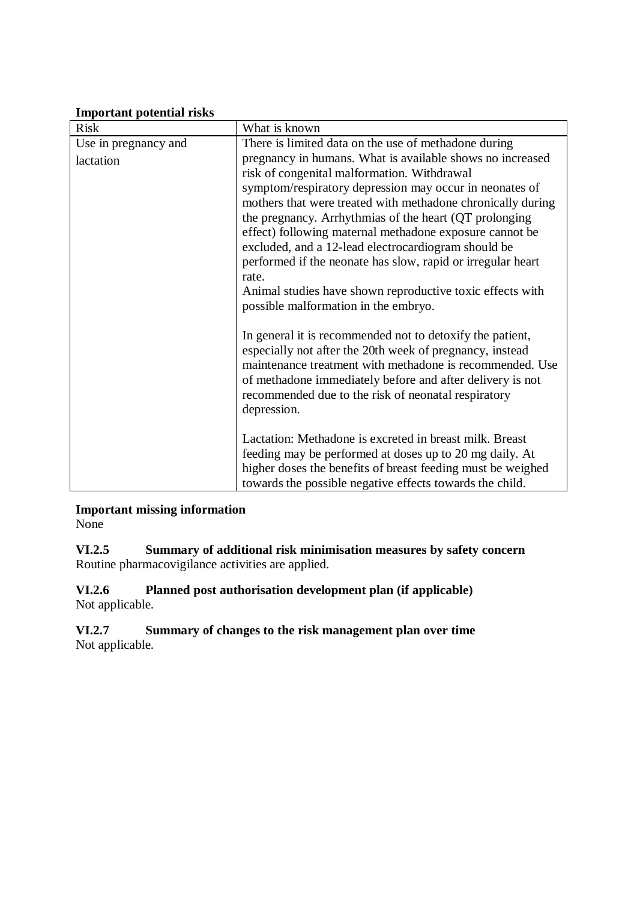**Important potential risks**

| Risk | What is known |
|---|---|
| Use in pregnancy and lactation | There is limited data on the use of methadone during pregnancy in humans. What is available shows no increased risk of congenital malformation. Withdrawal symptom/respiratory depression may occur in neonates of mothers that were treated with methadone chronically during the pregnancy. Arrhythmias of the heart (QT prolonging effect) following maternal methadone exposure cannot be excluded, and a 12-lead electrocardiogram should be performed if the neonate has slow, rapid or irregular heart rate.<br>Animal studies have shown reproductive toxic effects with possible malformation in the embryo.<br><br>In general it is recommended not to detoxify the patient, especially not after the 20th week of pregnancy, instead maintenance treatment with methadone is recommended. Use of methadone immediately before and after delivery is not recommended due to the risk of neonatal respiratory depression.<br><br>Lactation: Methadone is excreted in breast milk. Breast feeding may be performed at doses up to 20 mg daily. At higher doses the benefits of breast feeding must be weighed towards the possible negative effects towards the child. |

**Important missing information**

None

### VI.2.5 Summary of additional risk minimisation measures by safety concern

Routine pharmacovigilance activities are applied.

### VI.2.6 Planned post authorisation development plan (if applicable)

Not applicable.

### VI.2.7 Summary of changes to the risk management plan over time

Not applicable.